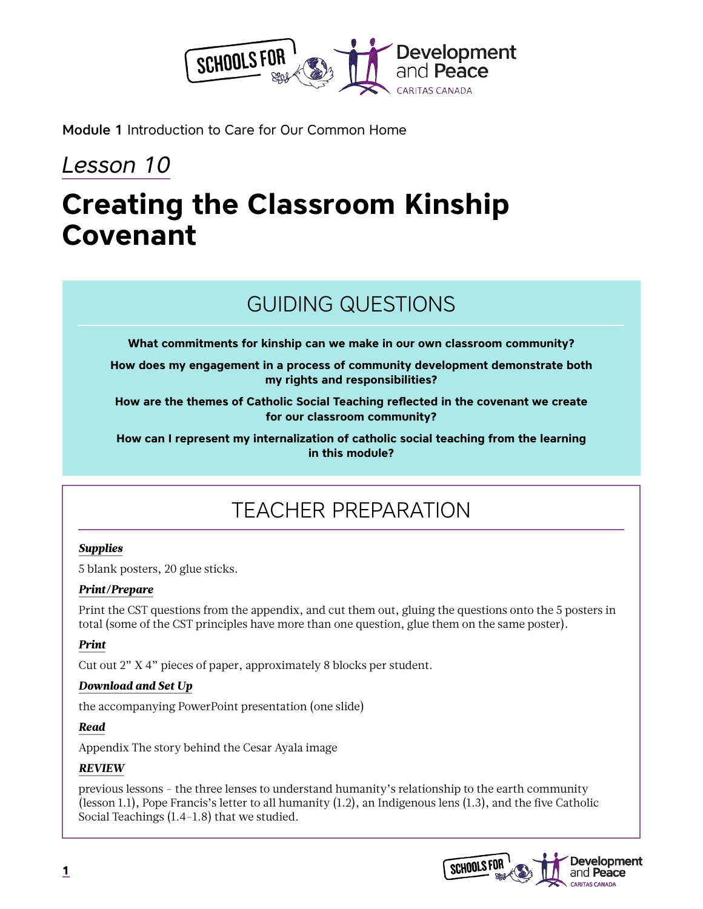**Module 1** Introduction to Care for Our Common Home

*Lesson 10*

# Creating the Classroom Kinship Covenant

## GUIDING QUESTIONS

**What commitments for kinship can we make in our own classroom community?**

**How does my engagement in a process of community development demonstrate both my rights and responsibilities?**

**How are the themes of Catholic Social Teaching reflected in the covenant we create for our classroom community?**

**How can I represent my internalization of catholic social teaching from the learning in this module?**

## TEACHER PREPARATION

***Supplies***

5 blank posters, 20 glue sticks.

***Print/Prepare***

Print the CST questions from the appendix, and cut them out, gluing the questions onto the 5 posters in total (some of the CST principles have more than one question, glue them on the same poster).

***Print***

Cut out 2" X 4" pieces of paper, approximately 8 blocks per student.

***Download and Set Up***

the accompanying PowerPoint presentation (one slide)

***Read***

Appendix The story behind the Cesar Ayala image

***REVIEW***

previous lessons – the three lenses to understand humanity's relationship to the earth community (lesson 1.1), Pope Francis's letter to all humanity (1.2), an Indigenous lens (1.3), and the five Catholic Social Teachings (1.4–1.8) that we studied.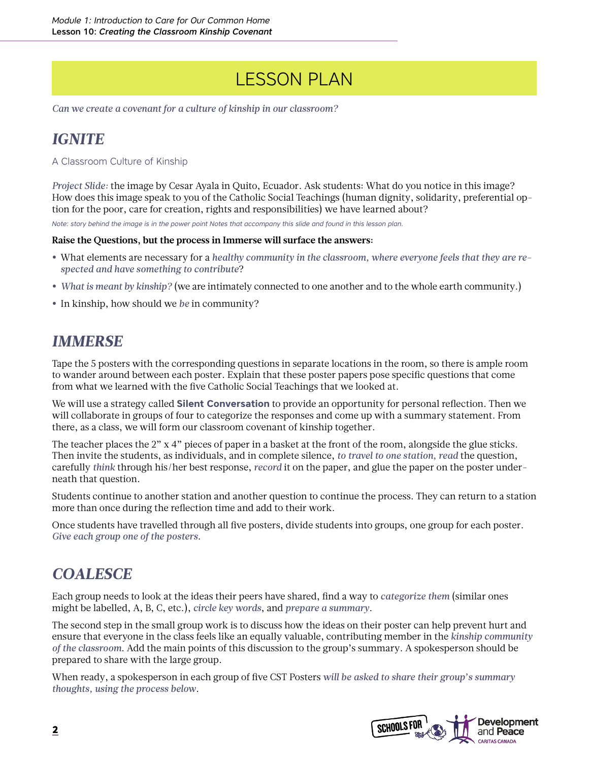# LESSON PLAN

*Can we create a covenant for a culture of kinship in our classroom?*

## *IGNITE*

A Classroom Culture of Kinship

*Project Slide:* the image by Cesar Ayala in Quito, Ecuador. Ask students: What do you notice in this image? How does this image speak to you of the Catholic Social Teachings (human dignity, solidarity, preferential option for the poor, care for creation, rights and responsibilities) we have learned about?

*Note: story behind the image is in the power point Notes that accompany this slide and found in this lesson plan.*

**Raise the Questions, but the process in Immerse will surface the answers:**

- What elements are necessary for a *healthy community in the classroom, where everyone feels that they are respected and have something to contribute*?
- *What is meant by kinship?* (we are intimately connected to one another and to the whole earth community.)
- In kinship, how should we *be* in community?

## *IMMERSE*

Tape the 5 posters with the corresponding questions in separate locations in the room, so there is ample room to wander around between each poster. Explain that these poster papers pose specific questions that come from what we learned with the five Catholic Social Teachings that we looked at.

We will use a strategy called **Silent Conversation** to provide an opportunity for personal reflection. Then we will collaborate in groups of four to categorize the responses and come up with a summary statement. From there, as a class, we will form our classroom covenant of kinship together.

The teacher places the 2" x 4" pieces of paper in a basket at the front of the room, alongside the glue sticks. Then invite the students, as individuals, and in complete silence, *to travel to one station, read* the question, carefully *think* through his/her best response, *record* it on the paper, and glue the paper on the poster underneath that question.

Students continue to another station and another question to continue the process. They can return to a station more than once during the reflection time and add to their work.

Once students have travelled through all five posters, divide students into groups, one group for each poster. *Give each group one of the posters.*

## *COALESCE*

Each group needs to look at the ideas their peers have shared, find a way to *categorize them* (similar ones might be labelled, A, B, C, etc.), *circle key words*, and *prepare a summary*.

The second step in the small group work is to discuss how the ideas on their poster can help prevent hurt and ensure that everyone in the class feels like an equally valuable, contributing member in the *kinship community of the classroom*. Add the main points of this discussion to the group's summary. A spokesperson should be prepared to share with the large group.

When ready, a spokesperson in each group of five CST Posters *will be asked to share their group's summary thoughts, using the process below*.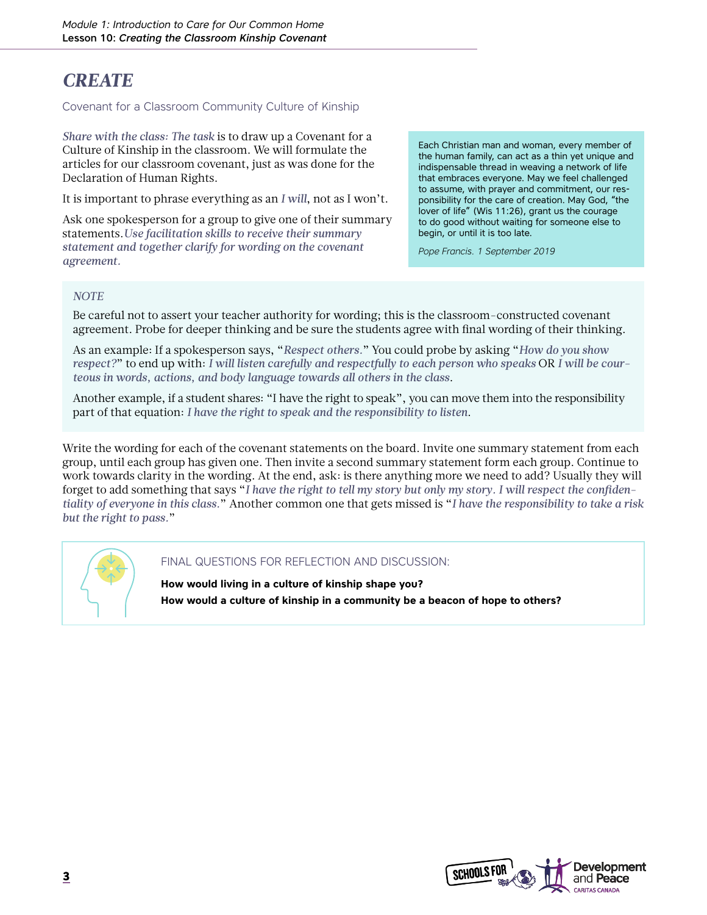# CREATE

Covenant for a Classroom Community Culture of Kinship

*Share with the class: The task* is to draw up a Covenant for a Culture of Kinship in the classroom. We will formulate the articles for our classroom covenant, just as was done for the Declaration of Human Rights.

It is important to phrase everything as an *I will*, not as I won't.

Ask one spokesperson for a group to give one of their summary statements. *Use facilitation skills to receive their summary statement and together clarify for wording on the covenant agreement.*

> Each Christian man and woman, every member of the human family, can act as a thin yet unique and indispensable thread in weaving a network of life that embraces everyone. May we feel challenged to assume, with prayer and commitment, our responsibility for the care of creation. May God, "the lover of life" (Wis 11:26), grant us the courage to do good without waiting for someone else to begin, or until it is too late.
>
> *Pope Francis. 1 September 2019*

*NOTE*

Be careful not to assert your teacher authority for wording; this is the classroom-constructed covenant agreement. Probe for deeper thinking and be sure the students agree with final wording of their thinking.

As an example: If a spokesperson says, "*Respect others.*" You could probe by asking "*How do you show respect?*" to end up with: *I will listen carefully and respectfully to each person who speaks* OR *I will be courteous in words, actions, and body language towards all others in the class*.

Another example, if a student shares: "I have the right to speak", you can move them into the responsibility part of that equation: *I have the right to speak and the responsibility to listen*.

Write the wording for each of the covenant statements on the board. Invite one summary statement from each group, until each group has given one. Then invite a second summary statement form each group. Continue to work towards clarity in the wording. At the end, ask: is there anything more we need to add? Usually they will forget to add something that says "*I have the right to tell my story but only my story. I will respect the confidentiality of everyone in this class.*" Another common one that gets missed is "*I have the responsibility to take a risk but the right to pass.*"

FINAL QUESTIONS FOR REFLECTION AND DISCUSSION:

**How would living in a culture of kinship shape you?**

**How would a culture of kinship in a community be a beacon of hope to others?**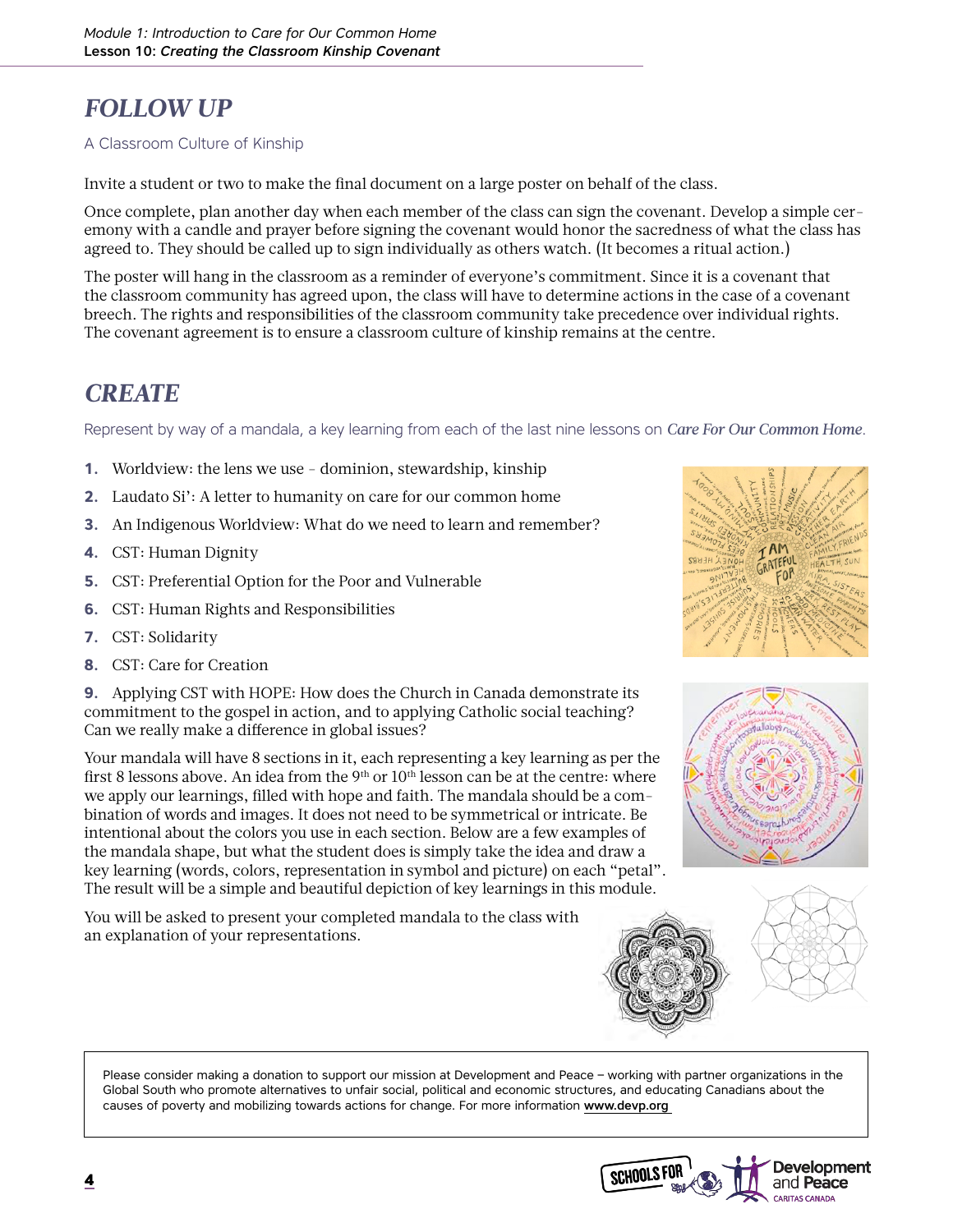## *FOLLOW UP*

A Classroom Culture of Kinship

Invite a student or two to make the final document on a large poster on behalf of the class.

Once complete, plan another day when each member of the class can sign the covenant. Develop a simple ceremony with a candle and prayer before signing the covenant would honor the sacredness of what the class has agreed to. They should be called up to sign individually as others watch. (It becomes a ritual action.)

The poster will hang in the classroom as a reminder of everyone's commitment. Since it is a covenant that the classroom community has agreed upon, the class will have to determine actions in the case of a covenant breech. The rights and responsibilities of the classroom community take precedence over individual rights. The covenant agreement is to ensure a classroom culture of kinship remains at the centre.

## *CREATE*

Represent by way of a mandala, a key learning from each of the last nine lessons on *Care For Our Common Home*.

1. Worldview: the lens we use – dominion, stewardship, kinship
2. Laudato Si': A letter to humanity on care for our common home
3. An Indigenous Worldview: What do we need to learn and remember?
4. CST: Human Dignity
5. CST: Preferential Option for the Poor and Vulnerable
6. CST: Human Rights and Responsibilities
7. CST: Solidarity
8. CST: Care for Creation
9. Applying CST with HOPE: How does the Church in Canada demonstrate its commitment to the gospel in action, and to applying Catholic social teaching? Can we really make a difference in global issues?

Your mandala will have 8 sections in it, each representing a key learning as per the first 8 lessons above. An idea from the 9th or 10th lesson can be at the centre: where we apply our learnings, filled with hope and faith. The mandala should be a combination of words and images. It does not need to be symmetrical or intricate. Be intentional about the colors you use in each section. Below are a few examples of the mandala shape, but what the student does is simply take the idea and draw a key learning (words, colors, representation in symbol and picture) on each "petal". The result will be a simple and beautiful depiction of key learnings in this module.

You will be asked to present your completed mandala to the class with an explanation of your representations.

Please consider making a donation to support our mission at Development and Peace – working with partner organizations in the Global South who promote alternatives to unfair social, political and economic structures, and educating Canadians about the causes of poverty and mobilizing towards actions for change. For more information www.devp.org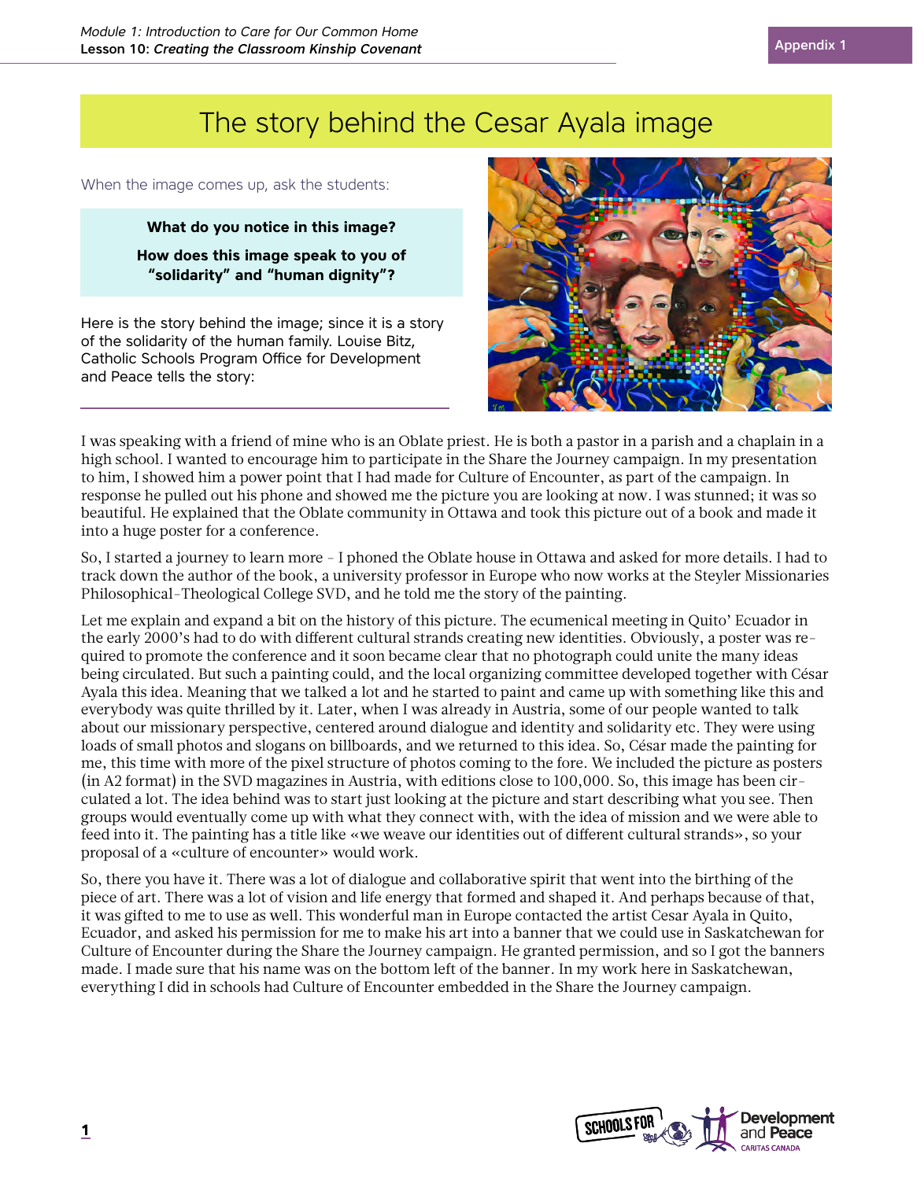# The story behind the Cesar Ayala image

When the image comes up, ask the students:

> **What do you notice in this image?**
>
> **How does this image speak to you of "solidarity" and "human dignity"?**

Here is the story behind the image; since it is a story of the solidarity of the human family. Louise Bitz, Catholic Schools Program Office for Development and Peace tells the story:

I was speaking with a friend of mine who is an Oblate priest. He is both a pastor in a parish and a chaplain in a high school. I wanted to encourage him to participate in the Share the Journey campaign. In my presentation to him, I showed him a power point that I had made for Culture of Encounter, as part of the campaign. In response he pulled out his phone and showed me the picture you are looking at now. I was stunned; it was so beautiful. He explained that the Oblate community in Ottawa and took this picture out of a book and made it into a huge poster for a conference.

So, I started a journey to learn more – I phoned the Oblate house in Ottawa and asked for more details. I had to track down the author of the book, a university professor in Europe who now works at the Steyler Missionaries Philosophical-Theological College SVD, and he told me the story of the painting.

Let me explain and expand a bit on the history of this picture. The ecumenical meeting in Quito' Ecuador in the early 2000's had to do with different cultural strands creating new identities. Obviously, a poster was required to promote the conference and it soon became clear that no photograph could unite the many ideas being circulated. But such a painting could, and the local organizing committee developed together with César Ayala this idea. Meaning that we talked a lot and he started to paint and came up with something like this and everybody was quite thrilled by it. Later, when I was already in Austria, some of our people wanted to talk about our missionary perspective, centered around dialogue and identity and solidarity etc. They were using loads of small photos and slogans on billboards, and we returned to this idea. So, César made the painting for me, this time with more of the pixel structure of photos coming to the fore. We included the picture as posters (in A2 format) in the SVD magazines in Austria, with editions close to 100,000. So, this image has been circulated a lot. The idea behind was to start just looking at the picture and start describing what you see. Then groups would eventually come up with what they connect with, with the idea of mission and we were able to feed into it. The painting has a title like «we weave our identities out of different cultural strands», so your proposal of a «culture of encounter» would work.

So, there you have it. There was a lot of dialogue and collaborative spirit that went into the birthing of the piece of art. There was a lot of vision and life energy that formed and shaped it. And perhaps because of that, it was gifted to me to use as well. This wonderful man in Europe contacted the artist Cesar Ayala in Quito, Ecuador, and asked his permission for me to make his art into a banner that we could use in Saskatchewan for Culture of Encounter during the Share the Journey campaign. He granted permission, and so I got the banners made. I made sure that his name was on the bottom left of the banner. In my work here in Saskatchewan, everything I did in schools had Culture of Encounter embedded in the Share the Journey campaign.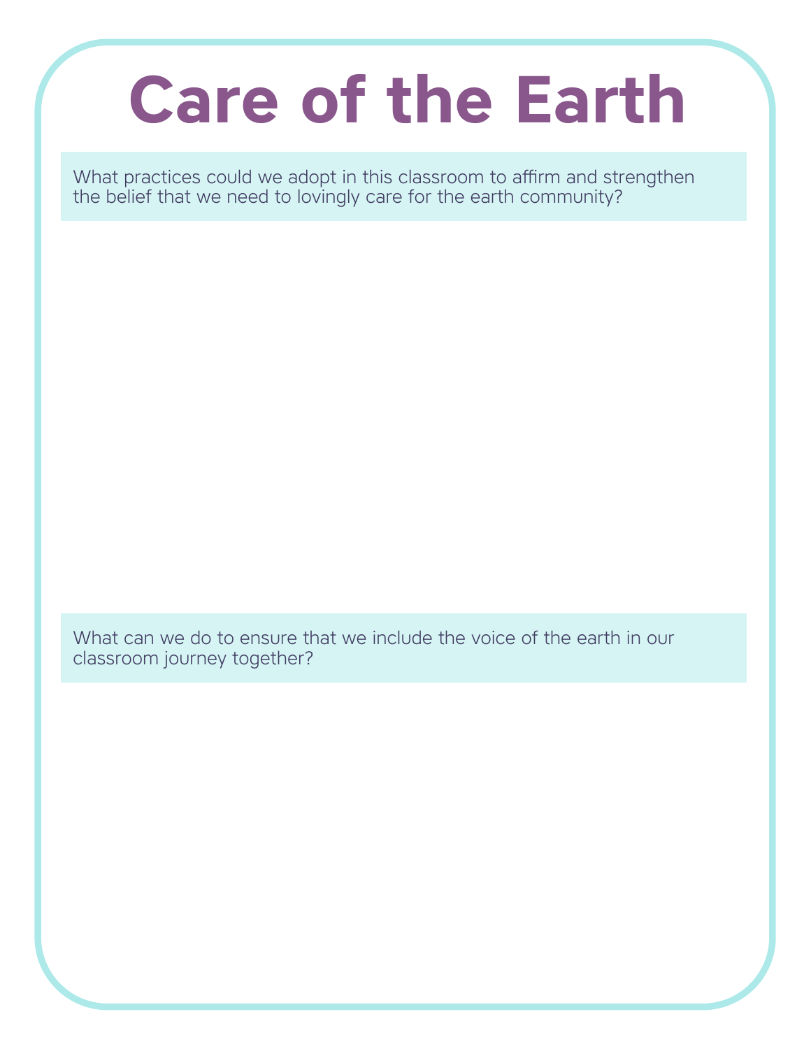# Care of the Earth

What practices could we adopt in this classroom to affirm and strengthen the belief that we need to lovingly care for the earth community?

What can we do to ensure that we include the voice of the earth in our classroom journey together?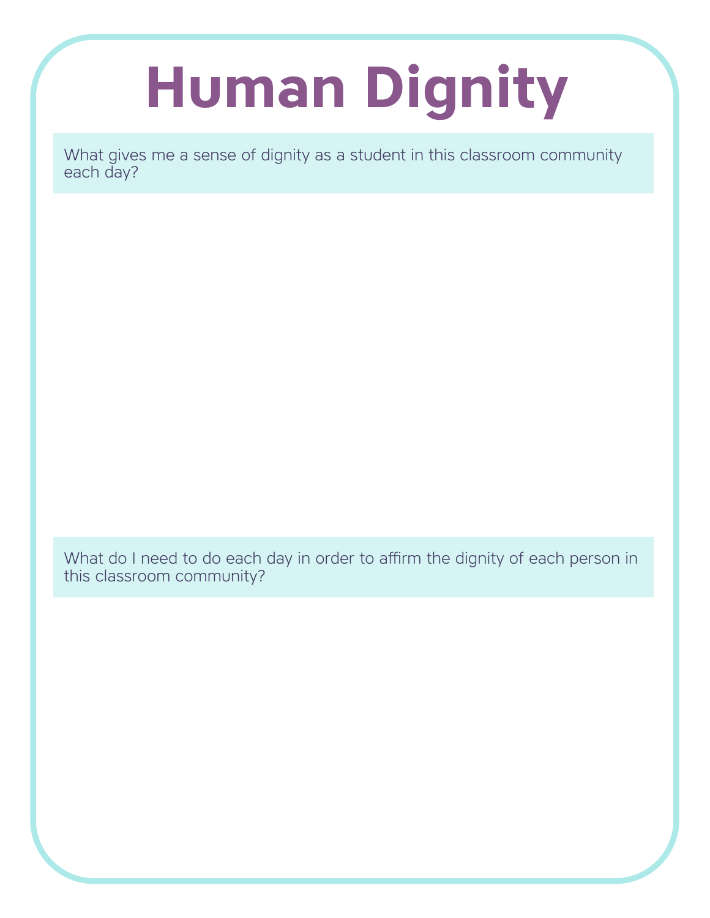# Human Dignity

What gives me a sense of dignity as a student in this classroom community each day?

What do I need to do each day in order to affirm the dignity of each person in this classroom community?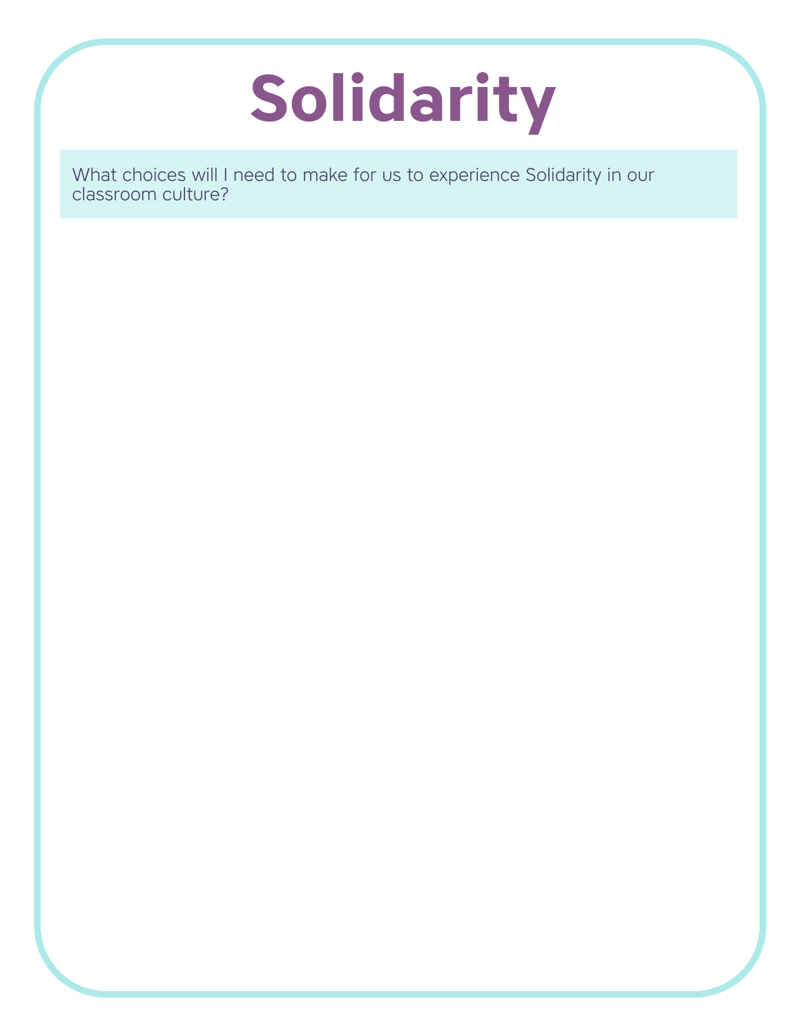# Solidarity

What choices will I need to make for us to experience Solidarity in our classroom culture?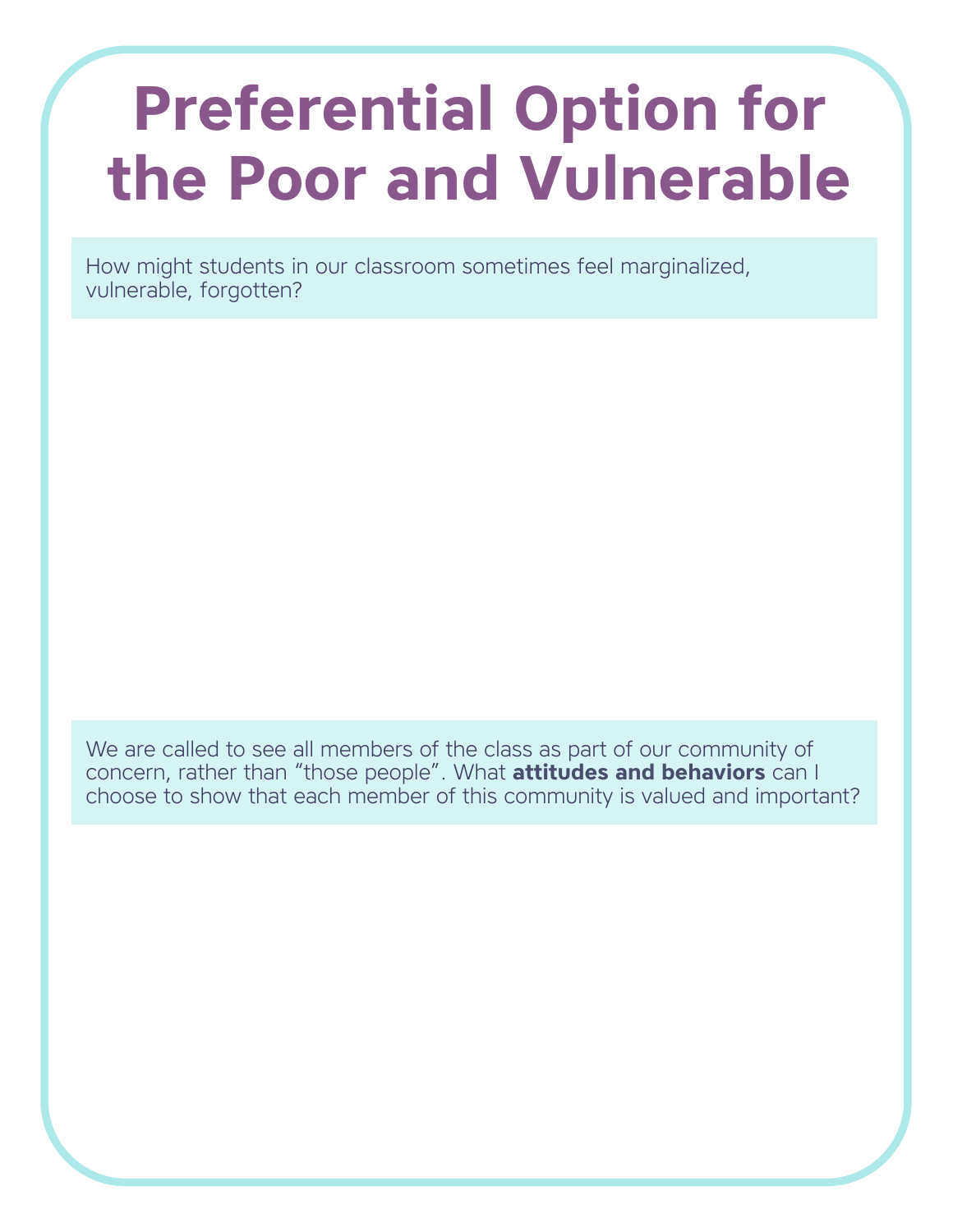# Preferential Option for the Poor and Vulnerable

How might students in our classroom sometimes feel marginalized, vulnerable, forgotten?

We are called to see all members of the class as part of our community of concern, rather than "those people". What **attitudes and behaviors** can I choose to show that each member of this community is valued and important?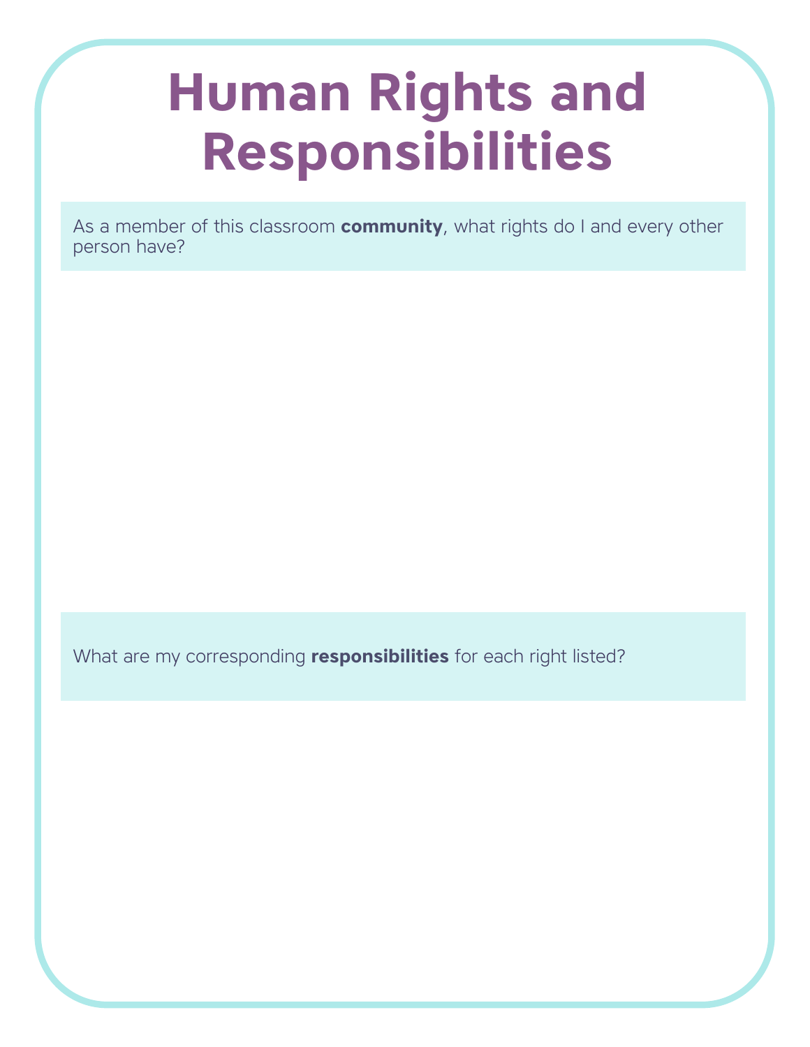# Human Rights and Responsibilities

As a member of this classroom **community**, what rights do I and every other person have?

What are my corresponding **responsibilities** for each right listed?